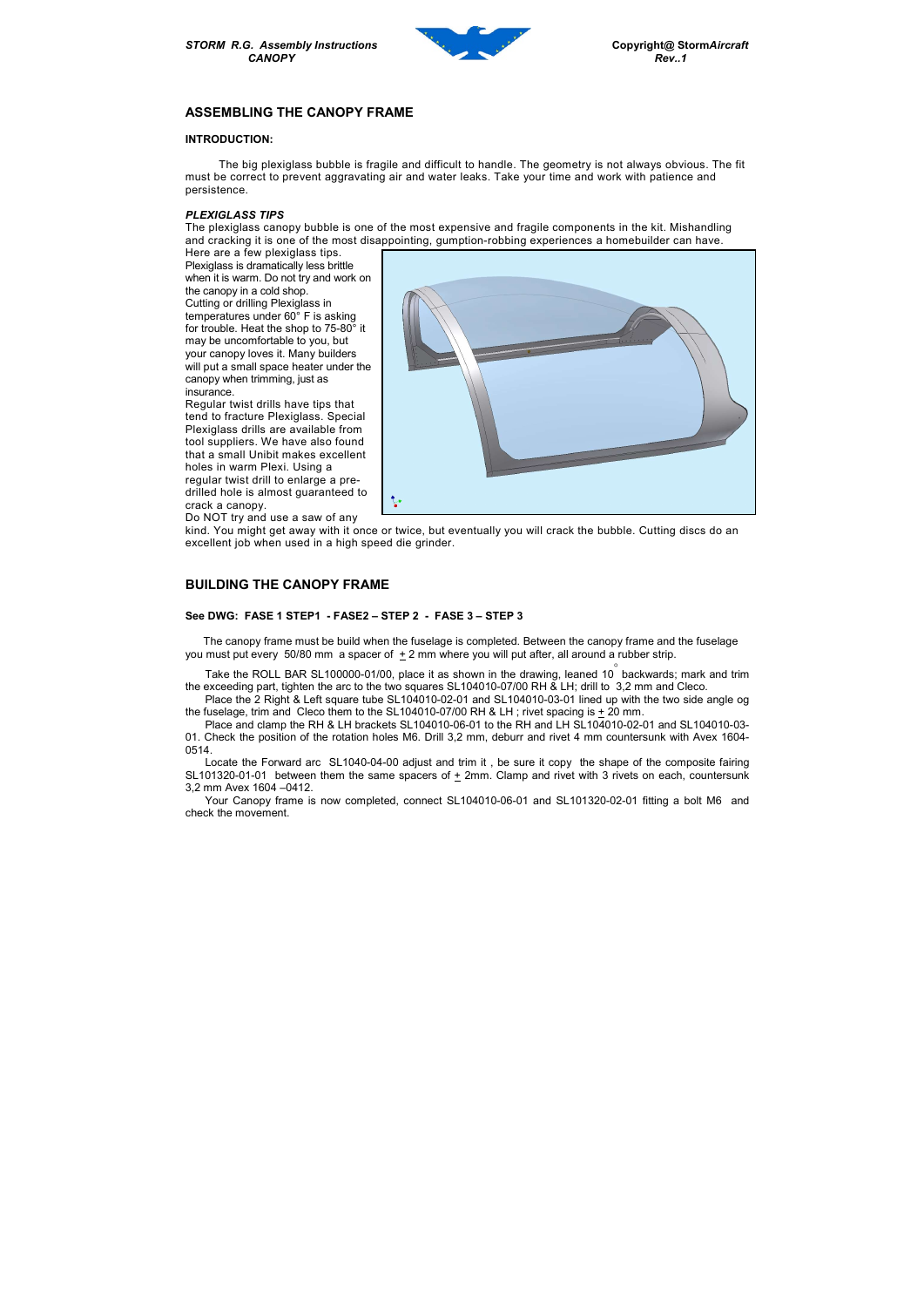## ASSEMBLING THE CANOPY FRAME

**INTRODUCTION:**

The big plexiglass bubble is fragile and difficult to handle. The geometry is not always obvious. The fit must be correct to prevent aggravating air and water leaks. Take your time and work with patience and persistence.

***PLEXIGLASS TIPS***

The plexiglass canopy bubble is one of the most expensive and fragile components in the kit. Mishandling and cracking it is one of the most disappointing, gumption-robbing experiences a homebuilder can have.

Here are a few plexiglass tips.

Plexiglass is dramatically less brittle when it is warm. Do not try and work on the canopy in a cold shop.

Cutting or drilling Plexiglass in temperatures under 60° F is asking for trouble. Heat the shop to 75-80° it may be uncomfortable to you, but your canopy loves it. Many builders will put a small space heater under the canopy when trimming, just as insurance.

Regular twist drills have tips that tend to fracture Plexiglass. Special Plexiglass drills are available from tool suppliers. We have also found that a small Unibit makes excellent holes in warm Plexi. Using a regular twist drill to enlarge a pre-drilled hole is almost guaranteed to crack a canopy.

Do NOT try and use a saw of any kind. You might get away with it once or twice, but eventually you will crack the bubble. Cutting discs do an excellent job when used in a high speed die grinder.

## BUILDING THE CANOPY FRAME

**See DWG: FASE 1 STEP1 - FASE2 – STEP 2 - FASE 3 – STEP 3**

The canopy frame must be build when the fuselage is completed. Between the canopy frame and the fuselage you must put every 50/80 mm a spacer of ± 2 mm where you will put after, all around a rubber strip.

Take the ROLL BAR SL100000-01/00, place it as shown in the drawing, leaned 10° backwards; mark and trim the exceeding part, tighten the arc to the two squares SL104010-07/00 RH & LH; drill to 3,2 mm and Cleco.

Place the 2 Right & Left square tube SL104010-02-01 and SL104010-03-01 lined up with the two side angle og the fuselage, trim and Cleco them to the SL104010-07/00 RH & LH ; rivet spacing is ± 20 mm.

Place and clamp the RH & LH brackets SL104010-06-01 to the RH and LH SL104010-02-01 and SL104010-03-01. Check the position of the rotation holes M6. Drill 3,2 mm, deburr and rivet 4 mm countersunk with Avex 1604-0514.

Locate the Forward arc SL1040-04-00 adjust and trim it , be sure it copy the shape of the composite fairing SL101320-01-01 between them the same spacers of ± 2mm. Clamp and rivet with 3 rivets on each, countersunk 3,2 mm Avex 1604 –0412.

Your Canopy frame is now completed, connect SL104010-06-01 and SL101320-02-01 fitting a bolt M6 and check the movement.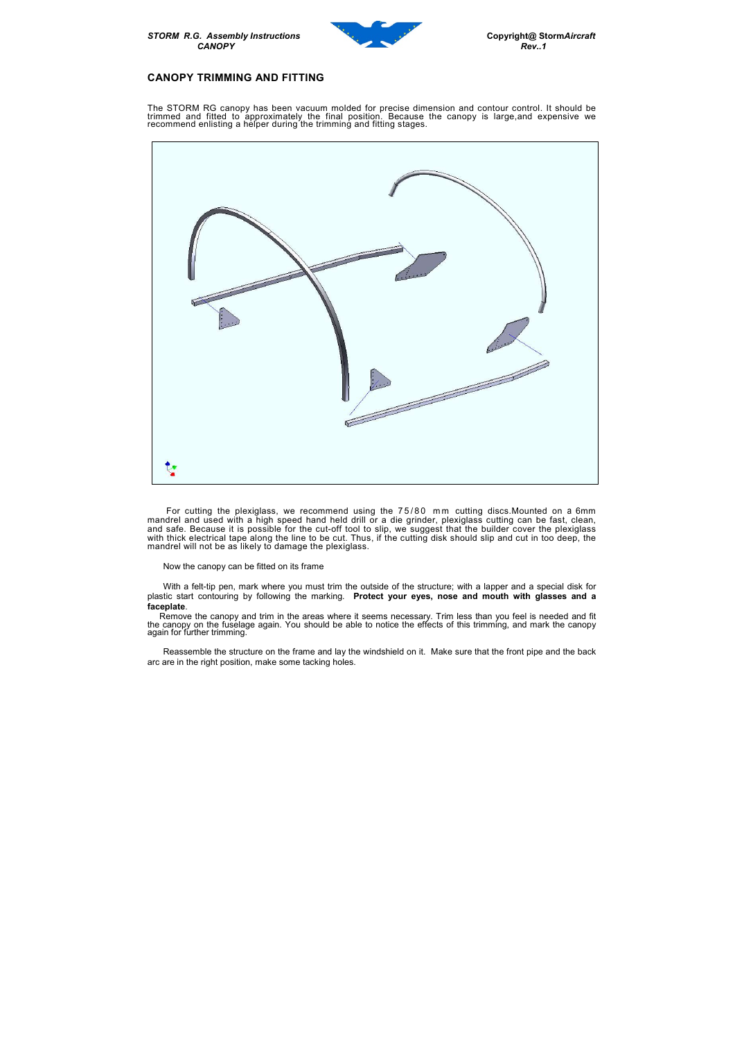## CANOPY TRIMMING AND FITTING

The STORM RG canopy has been vacuum molded for precise dimension and contour control. It should be trimmed and fitted to approximately the final position. Because the canopy is large,and expensive we recommend enlisting a helper during the trimming and fitting stages.

For cutting the plexiglass, we recommend using the 75/80 mm cutting discs.Mounted on a 6mm mandrel and used with a high speed hand held drill or a die grinder, plexiglass cutting can be fast, clean, and safe. Because it is possible for the cut-off tool to slip, we suggest that the builder cover the plexiglass with thick electrical tape along the line to be cut. Thus, if the cutting disk should slip and cut in too deep, the mandrel will not be as likely to damage the plexiglass.

Now the canopy can be fitted on its frame

With a felt-tip pen, mark where you must trim the outside of the structure; with a lapper and a special disk for plastic start contouring by following the marking. **Protect your eyes, nose and mouth with glasses and a faceplate**.

Remove the canopy and trim in the areas where it seems necessary. Trim less than you feel is needed and fit the canopy on the fuselage again. You should be able to notice the effects of this trimming, and mark the canopy again for further trimming.

Reassemble the structure on the frame and lay the windshield on it. Make sure that the front pipe and the back arc are in the right position, make some tacking holes.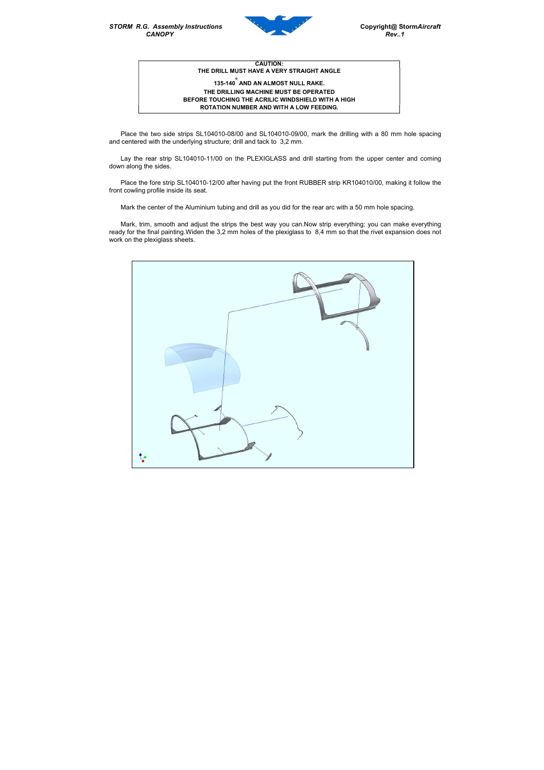**CAUTION:**
**THE DRILL MUST HAVE A VERY STRAIGHT ANGLE**
**135-140° AND AN ALMOST NULL RAKE.**
**THE DRILLING MACHINE MUST BE OPERATED**
**BEFORE TOUCHING THE ACRILIC WINDSHIELD WITH A HIGH**
**ROTATION NUMBER AND WITH A LOW FEEDING.**

Place the two side strips SL104010-08/00 and SL104010-09/00, mark the drilling with a 80 mm hole spacing and centered with the underlying structure; drill and tack to 3,2 mm.

Lay the rear strip SL104010-11/00 on the PLEXIGLASS and drill starting from the upper center and coming down along the sides.

Place the fore strip SL104010-12/00 after having put the front RUBBER strip KR104010/00, making it follow the front cowling profile inside its seat.

Mark the center of the Aluminium tubing and drill as you did for the rear arc with a 50 mm hole spacing.

Mark, trim, smooth and adjust the strips the best way you can.Now strip everything; you can make everything ready for the final painting.Widen the 3,2 mm holes of the plexiglass to 8,4 mm so that the rivet expansion does not work on the plexiglass sheets.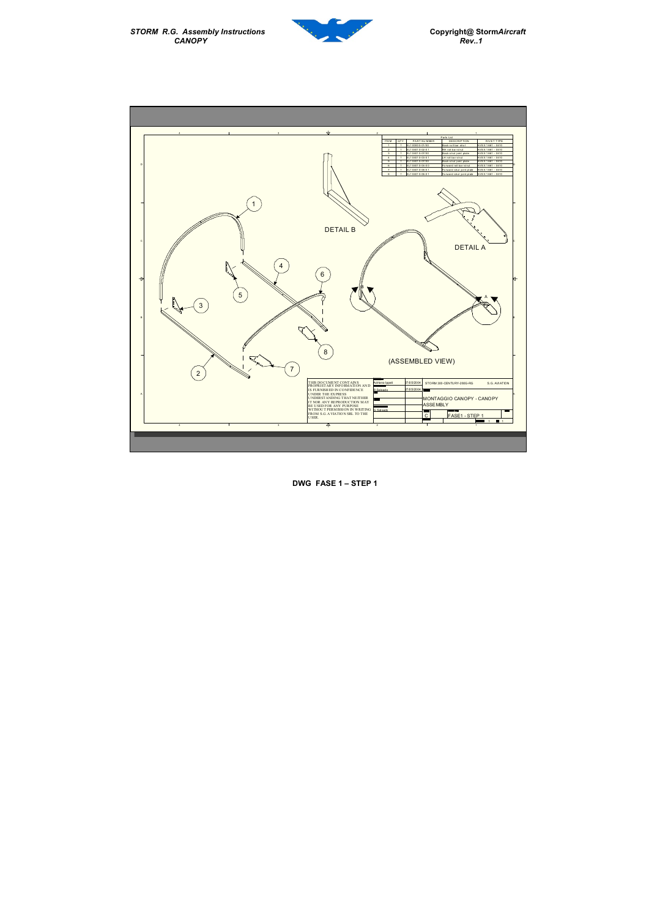**Parts List**

| ITEM | QTY | PART NUMBER | DESCRIPTION | RIVET TYPE |
|---|---|---|---|---|
| 1 | 1 | ELT 0000 0-01/00 | Back roll bar strut | AVEX 1661 - 0410 |
| 2 | 1 | ELT 0401 0-02-01 | Rh roll bar strut | AVEX 1661 - 0410 |
| 3 | 1 | ELT 0401 0-07/00 | Back strut joint plate | AVEX 1661 - 0410 |
| 4 | 1 | ELT 0401 0-03-01 | Lh roll bar strut | AVEX 1661 - 0410 |
| 5 | 1 | ELT 0401 0-07/00 | Back strut joint plate | AVEX 1661 - 0410 |
| 6 | 1 | ELT 0401 0-00-00 | Forward roll bar strut | AVEX 1661 - 0410 |
| 7 | 1 | ELT 0401 0-06-01 | Forward strut joint plate | AVEX 1661 - 0410 |
| 8 | 1 | ELT 0401 0-06-01 | Forward strut joint plate | AVEX 1661 - 0410 |

DETAIL B

DETAIL A

(ASSEMBLED VIEW)

THIS DOCUMENT CONTAINS PROPRIETARY INFORMATION AND IS FURNISHED IN CONFIDENCE UNDER THE EXPRESS UNDERSTANDING THAT NEITHER IT NOR ANY REPRODUCTION MAY BE USED FOR ANY PURPOSE WITHOUT PERMISSION IN WRITING FROM S.G. AVIATION SRL TO THE USER.

| | | |
|---|---|---|
| Adriano Ippati | 27/05/2004 | STORM 300-CENTURY-280G-RG — S.G. AVIATION |
| S.Salvado | 27/05/2004 | MONTAGGIO CANOPY - CANOPY ASSEMBLY |
| S.Salvado | | C — FASE1 - STEP 1 |

**DWG FASE 1 – STEP 1**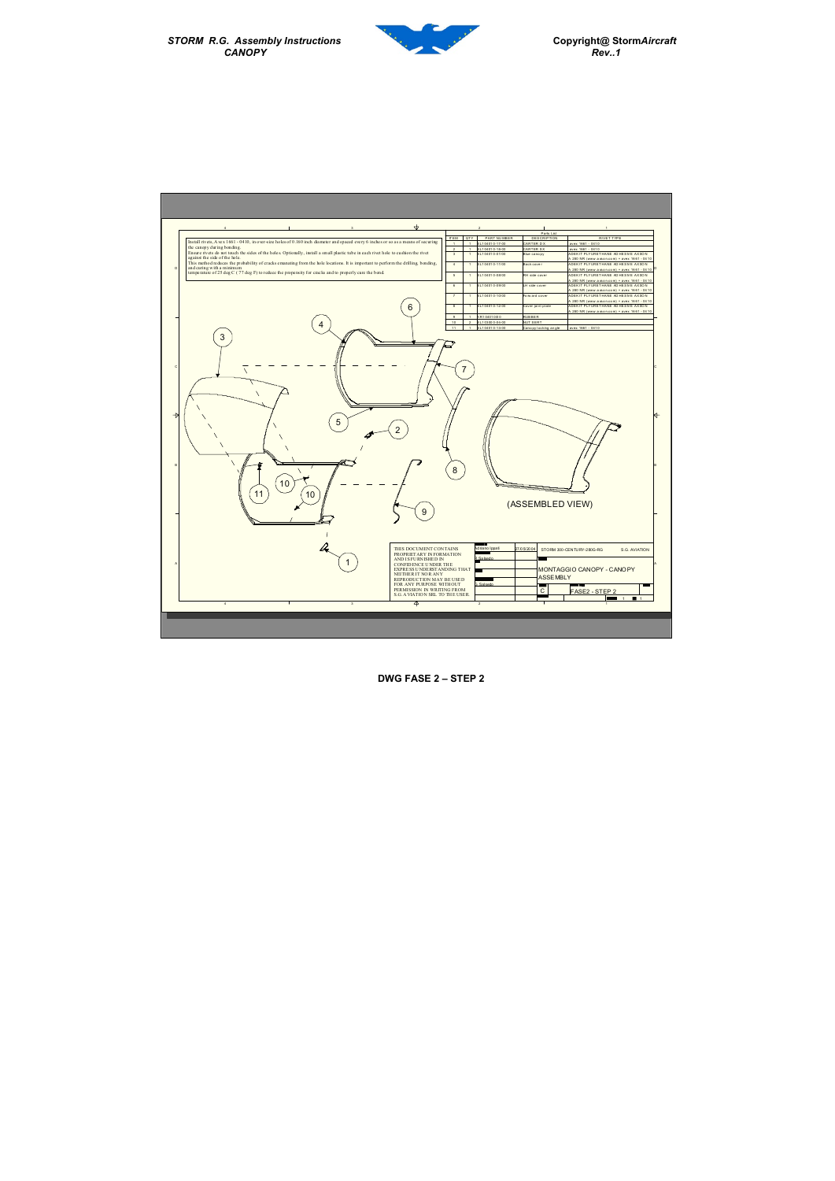Install rivets, Avex 1661 - 0410, in over-size holes of 0.160 inch diameter and spaced every 6 inches or so as a means of securing the canopy during bonding.
Ensure rivets do not touch the sides of the holes. Optionally, install a small plastic tube in each rivet hole to cushion the rivet against the side of the hole.
This method reduces the probability of cracks emanating from the hole locations. It is important to perform the drilling, bonding, and curing with a minimum temperature of 25 deg C ( 77 deg F) to reduce the propensity for cracks and to properly cure the bond.

Parts List

| ITEM | QTY | PART NUMBER | DESCRIPTION | RIVET TYPE |
|---|---|---|---|---|
| 1 | 1 | SL104010-17-00 | CARTER DX | avex 1661 - 0410 |
| 2 | 1 | SL104010-18-00 | CARTER SX | avex 1661 - 0410 |
| 3 | 1 | SL104010-01-00 | Blue canopy | ADEKIT PLYURETHANE ADHESIVE AXSON A 280 NR (www.axson.com) + avex 1661 - 0410 |
| 4 | 1 | SL104010-11-00 | Back cover | ADEKIT PLYURETHANE ADHESIVE AXSON A 280 NR (www.axson.com) + avex 1661 - 0410 |
| 5 | 1 | SL104010-08-00 | RH side cover | ADEKIT PLYURETHANE ADHESIVE AXSON A 280 NR (www.axson.com) + avex 1661 - 0410 |
| 6 | 1 | SL104010-09-00 | LH side cover | ADEKIT PLYURETHANE ADHESIVE AXSON A 280 NR (www.axson.com) + avex 1661 - 0410 |
| 7 | 1 | SL104010-10-00 | Forward cover | ADEKIT PLYURETHANE ADHESIVE AXSON A 280 NR (www.axson.com) + avex 1661 - 0410 |
| 8 | 1 | SL104010-13-00 | Cover joint plate | ADEKIT PLYURETHANE ADHESIVE AXSON A 280 NR (www.axson.com) + avex 1661 - 0410 |
| 9 | 1 | XR104010-00 | RUBBER | |
| 10 | 2 | SL103000-06-00 | NUT SERT | |
| 11 | 1 | SL104010-13-00 | Canopy locking angle | avex 1661 - 0410 |

(ASSEMBLED VIEW)

THIS DOCUMENT CONTAINS PROPRIETARY INFORMATION AND IS FURNISHED IN CONFIDENCE UNDER THE EXPRESS UNDERSTANDING THAT NEITHER IT NOR ANY REPRODUCTION MAY BE USED FOR ANY PURPOSE WITHOUT PERMISSION IN WRITING FROM S.G.AVIATION SRL TO THE USER.

| | | | |
|---|---|---|---|
| Adriano Ippoli | 27/05/2004 | STORM 300-CENTURY-280G-RG | S.G. AVIATION |
| S.Salsedo | | MONTAGGIO CANOPY - CANOPY ASSEMBLY | |
| S. Salsedo | | | |
| | C | FASE2 - STEP 2 | 1 / 1 |

**DWG FASE 2 – STEP 2**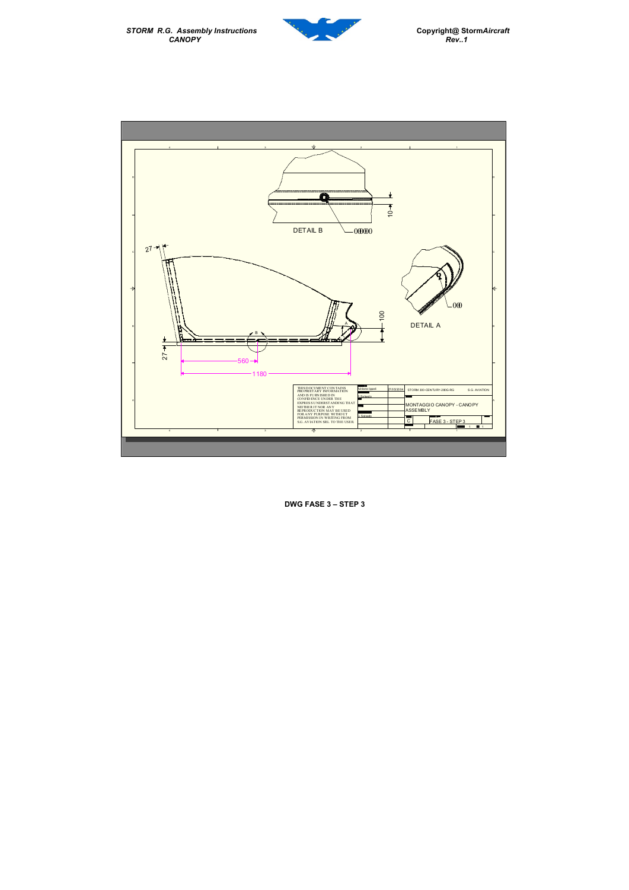DETAIL B

00000

DETAIL A

000

27

27

560

1180

100

10

THIS DOCUMENT CONTAINS PROPRIETARY INFORMATION AND IS FURNISHED IN CONFIDENCE UNDER THE EXPRESS UNDERSTANDING THAT NEITHER IT NOR ANY REPRODUCTION MAY BE USED FOR ANY PURPOSE WITHOUT PERMISSION IN WRITING FROM S.G. AVIATION SRL TO THE USER

STORM 300-CENTURY-280G-RG

S.G. AVIATION

MONTAGGIO CANOPY - CANOPY ASSEMBLY

FASE 3 - STEP 3

**DWG FASE 3 – STEP 3**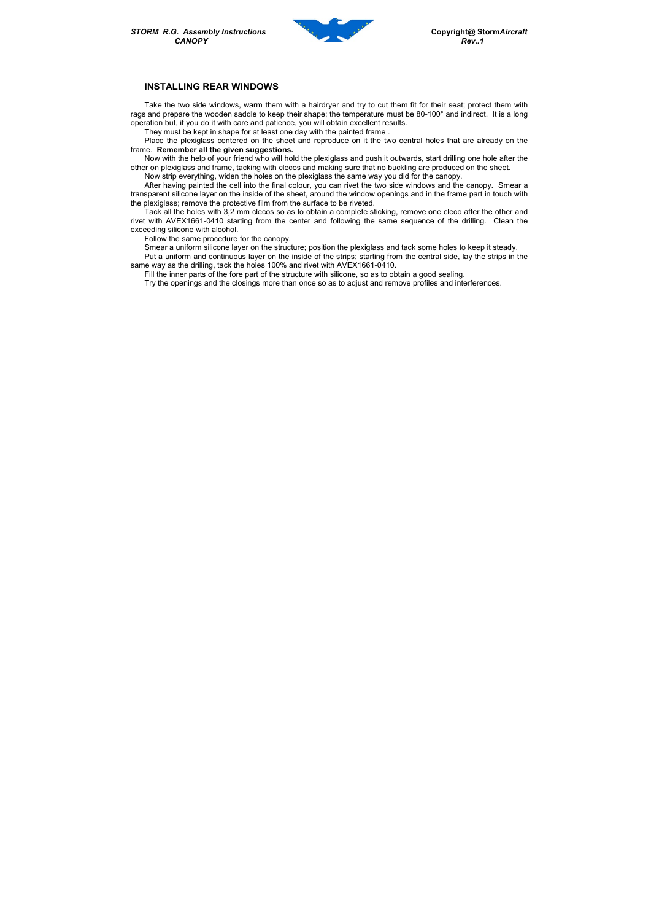## INSTALLING REAR WINDOWS

Take the two side windows, warm them with a hairdryer and try to cut them fit for their seat; protect them with rags and prepare the wooden saddle to keep their shape; the temperature must be 80-100° and indirect. It is a long operation but, if you do it with care and patience, you will obtain excellent results.

They must be kept in shape for at least one day with the painted frame .

Place the plexiglass centered on the sheet and reproduce on it the two central holes that are already on the frame. **Remember all the given suggestions.**

Now with the help of your friend who will hold the plexiglass and push it outwards, start drilling one hole after the other on plexiglass and frame, tacking with clecos and making sure that no buckling are produced on the sheet.

Now strip everything, widen the holes on the plexiglass the same way you did for the canopy.

After having painted the cell into the final colour, you can rivet the two side windows and the canopy. Smear a transparent silicone layer on the inside of the sheet, around the window openings and in the frame part in touch with the plexiglass; remove the protective film from the surface to be riveted.

Tack all the holes with 3,2 mm clecos so as to obtain a complete sticking, remove one cleco after the other and rivet with AVEX1661-0410 starting from the center and following the same sequence of the drilling. Clean the exceeding silicone with alcohol.

Follow the same procedure for the canopy.

Smear a uniform silicone layer on the structure; position the plexiglass and tack some holes to keep it steady.

Put a uniform and continuous layer on the inside of the strips; starting from the central side, lay the strips in the same way as the drilling, tack the holes 100% and rivet with AVEX1661-0410.

Fill the inner parts of the fore part of the structure with silicone, so as to obtain a good sealing.

Try the openings and the closings more than once so as to adjust and remove profiles and interferences.